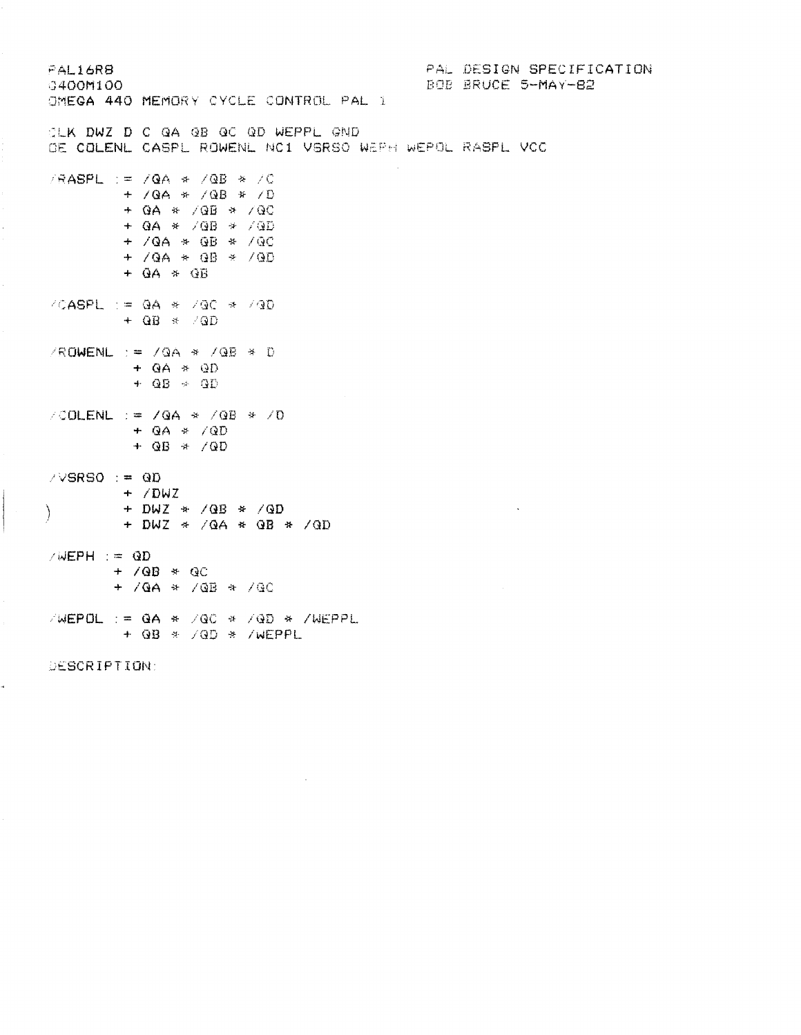```
PAL16R8                                        PAL DESIGN SPECIFICATION
G400M100                                       BOB BRUCE 5-MAY-82
OMEGA 440 MEMORY CYCLE CONTROL PAL 1

CLK DWZ D C QA QB QC QD WEPPL GND
OE COLENL CASPL ROWENL NC1 VSRSO WEPH WEPOL RASPL VCC

/RASPL := /QA * /QB * /C
        + /QA * /QB * /D
        + QA * /QB * /QC
        + QA * /QB * /QD
        + /QA * QB * /QC
        + /QA * QB * /QD
        + QA * QB

/CASPL := QA * /QC * /QD
        + QB * /QD

/ROWENL := /QA * /QB * D
         + QA * QD
         + QB * QD

/COLENL := /QA * /QB * /D
         + QA * /QD
         + QB * /QD

/VSRSO := QD
        + /DWZ
        + DWZ * /QB * /QD
        + DWZ * /QA * QB * /QD

/WEPH := QD
       + /QB * QC
       + /QA * /QB * /QC

/WEPOL := QA * /QC * /QD * /WEPPL
        + QB * /QD * /WEPPL

DESCRIPTION:
```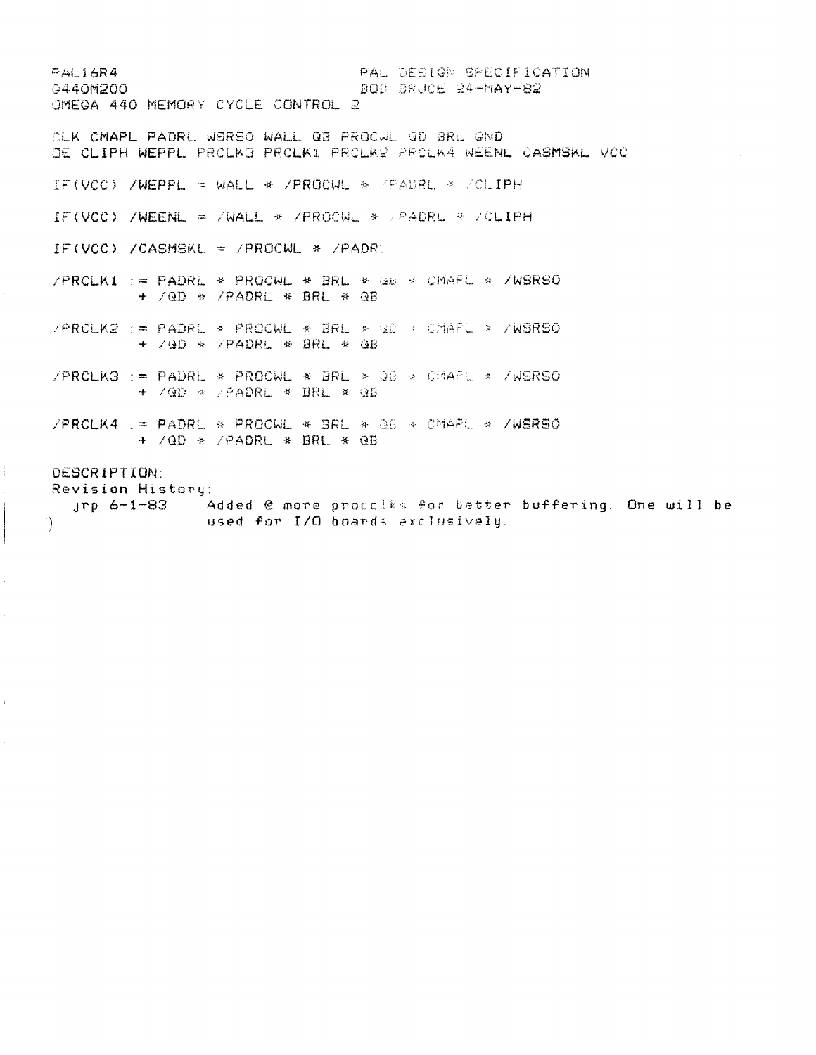```
PAL16R4                                 PAL DESIGN SPECIFICATION
G440M200                                BOB BRUCE 24-MAY-82
OMEGA 440 MEMORY CYCLE CONTROL 2

CLK CMAPL PADRL WSRSO WALL QB PROCWL QD BRL GND
OE CLIPH WEPPL PRCLK3 PRCLK1 PRCLK2 PRCLK4 WEENL CASMSKL VCC

IF(VCC) /WEPPL = WALL * /PROCWL * /PADRL * /CLIPH

IF(VCC) /WEENL = /WALL * /PROCWL * /PADRL * /CLIPH

IF(VCC) /CASMSKL = /PROCWL * /PADRL

/PRCLK1 := PADRL * PROCWL * BRL * QB * CMAPL * /WSRSO
         + /QD * /PADRL * BRL * QB

/PRCLK2 := PADRL * PROCWL * BRL * QB * CMAPL * /WSRSO
         + /QD * /PADRL * BRL * QB

/PRCLK3 := PADRL * PROCWL * BRL * QB * CMAPL * /WSRSO
         + /QD * /PADRL * BRL * QB

/PRCLK4 := PADRL * PROCWL * BRL * QB * CMAPL * /WSRSO
         + /QD * /PADRL * BRL * QB

DESCRIPTION:
Revision History:
  jrp 6-1-83     Added @ more procclks for better buffering. One will be
                 used for I/O boards exclusively.
```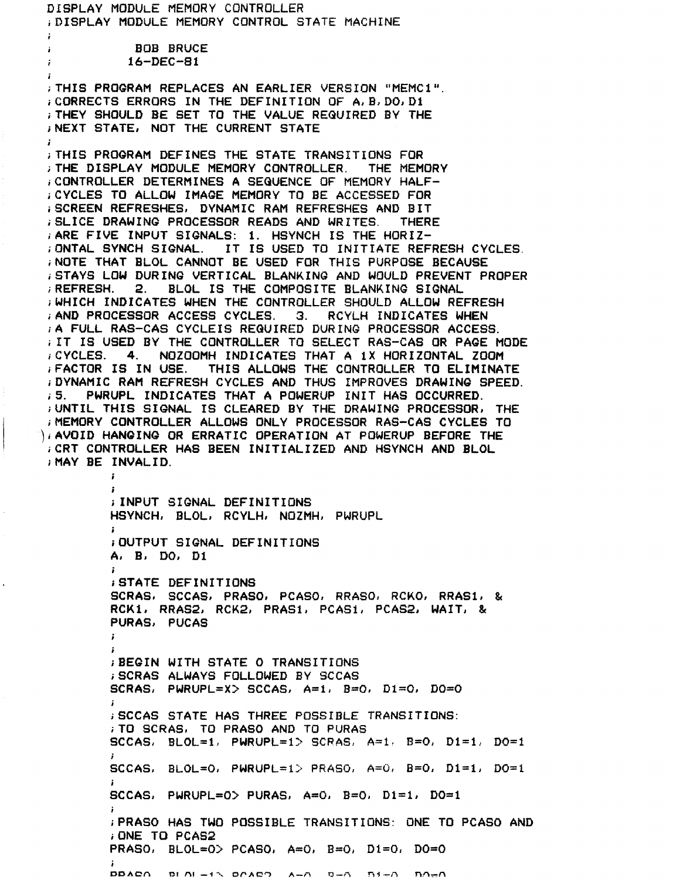DISPLAY MODULE MEMORY CONTROLLER

```
;DISPLAY MODULE MEMORY CONTROL STATE MACHINE
;
;           BOB BRUCE
;           16-DEC-81
;
;THIS PROGRAM REPLACES AN EARLIER VERSION "MEMC1".
;CORRECTS ERRORS IN THE DEFINITION OF A,B,DO,D1
;THEY SHOULD BE SET TO THE VALUE REQUIRED BY THE
;NEXT STATE, NOT THE CURRENT STATE
;
;THIS PROGRAM DEFINES THE STATE TRANSITIONS FOR
;THE DISPLAY MODULE MEMORY CONTROLLER.  THE MEMORY
;CONTROLLER DETERMINES A SEQUENCE OF MEMORY HALF-
;CYCLES TO ALLOW IMAGE MEMORY TO BE ACCESSED FOR
;SCREEN REFRESHES, DYNAMIC RAM REFRESHES AND BIT
;SLICE DRAWING PROCESSOR READS AND WRITES.  THERE
;ARE FIVE INPUT SIGNALS: 1. HSYNCH IS THE HORIZ-
;ONTAL SYNCH SIGNAL.  IT IS USED TO INITIATE REFRESH CYCLES.
;NOTE THAT BLOL CANNOT BE USED FOR THIS PURPOSE BECAUSE
;STAYS LOW DURING VERTICAL BLANKING AND WOULD PREVENT PROPER
;REFRESH.  2.  BLOL IS THE COMPOSITE BLANKING SIGNAL
;WHICH INDICATES WHEN THE CONTROLLER SHOULD ALLOW REFRESH
;AND PROCESSOR ACCESS CYCLES.  3.  RCYLH INDICATES WHEN
;A FULL RAS-CAS CYCLEIS REQUIRED DURING PROCESSOR ACCESS.
;IT IS USED BY THE CONTROLLER TO SELECT RAS-CAS OR PAGE MODE
;CYCLES.  4.  NOZOOMH INDICATES THAT A 1X HORIZONTAL ZOOM
;FACTOR IS IN USE.  THIS ALLOWS THE CONTROLLER TO ELIMINATE
;DYNAMIC RAM REFRESH CYCLES AND THUS IMPROVES DRAWING SPEED.
;5.  PWRUPL INDICATES THAT A POWERUP INIT HAS OCCURRED.
;UNTIL THIS SIGNAL IS CLEARED BY THE DRAWING PROCESSOR, THE
;MEMORY CONTROLLER ALLOWS ONLY PROCESSOR RAS-CAS CYCLES TO
;AVOID HANGING OR ERRATIC OPERATION AT POWERUP BEFORE THE
;CRT CONTROLLER HAS BEEN INITIALIZED AND HSYNCH AND BLOL
;MAY BE INVALID.
        ;
        ;
        ;INPUT SIGNAL DEFINITIONS
        HSYNCH, BLOL, RCYLH, NOZMH, PWRUPL
        ;
        ;OUTPUT SIGNAL DEFINITIONS
        A, B, DO, D1
        ;
        ;STATE DEFINITIONS
        SCRAS, SCCAS, PRASO, PCASO, RRASO, RCKO, RRAS1, &
        RCK1, RRAS2, RCK2, PRAS1, PCAS1, PCAS2, WAIT, &
        PURAS, PUCAS
        ;
        ;
        ;BEGIN WITH STATE 0 TRANSITIONS
        ;SCRAS ALWAYS FOLLOWED BY SCCAS
        SCRAS, PWRUPL=X> SCCAS, A=1, B=0, D1=0, DO=0
        ;
        ;SCCAS STATE HAS THREE POSSIBLE TRANSITIONS:
        ;TO SCRAS, TO PRASO AND TO PURAS
        SCCAS, BLOL=1, PWRUPL=1> SCRAS, A=1, B=0, D1=1, DO=1
        ;
        SCCAS, BLOL=0, PWRUPL=1> PRASO, A=0, B=0, D1=1, DO=1
        ;
        SCCAS, PWRUPL=0> PURAS, A=0, B=0, D1=1, DO=1
        ;
        ;PRASO HAS TWO POSSIBLE TRANSITIONS: ONE TO PCASO AND
        ;ONE TO PCAS2
        PRASO, BLOL=0> PCASO, A=0, B=0, D1=0, DO=0
        ;
        PRASO, BLOL=1> PCAS2, A=0, B=0, D1=0, DO=0
```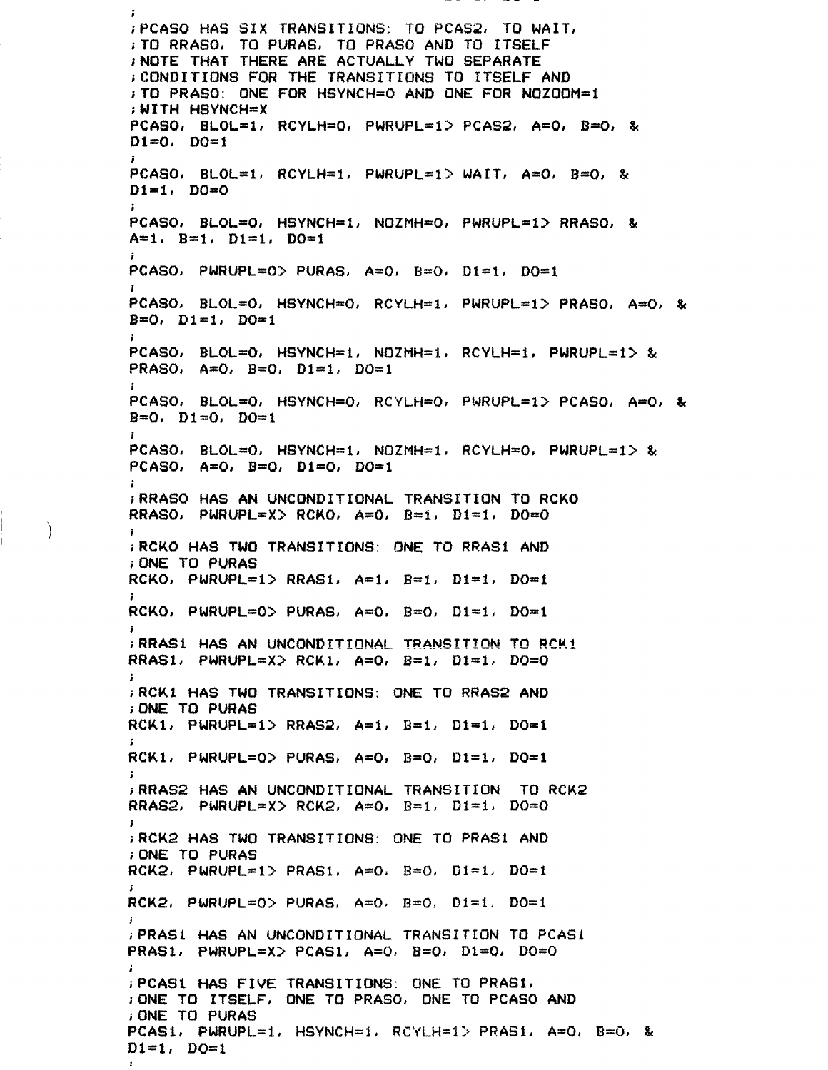```
;
;PCAS0 HAS SIX TRANSITIONS: TO PCAS2, TO WAIT,
;TO RRAS0, TO PURAS, TO PRAS0 AND TO ITSELF
;NOTE THAT THERE ARE ACTUALLY TWO SEPARATE
;CONDITIONS FOR THE TRANSITIONS TO ITSELF AND
;TO PRAS0: ONE FOR HSYNCH=0 AND ONE FOR NOZOOM=1
;WITH HSYNCH=X
PCAS0, BLOL=1, RCYLH=0, PWRUPL=1> PCAS2, A=0, B=0, &
D1=0, D0=1
;
PCAS0, BLOL=1, RCYLH=1, PWRUPL=1> WAIT, A=0, B=0, &
D1=1, D0=0
;
PCAS0, BLOL=0, HSYNCH=1, NOZMH=0, PWRUPL=1> RRAS0, &
A=1, B=1, D1=1, D0=1
;
PCAS0, PWRUPL=0> PURAS, A=0, B=0, D1=1, D0=1
;
PCAS0, BLOL=0, HSYNCH=0, RCYLH=1, PWRUPL=1> PRAS0, A=0, &
B=0, D1=1, D0=1
;
PCAS0, BLOL=0, HSYNCH=1, NOZMH=1, RCYLH=1, PWRUPL=1> &
PRAS0, A=0, B=0, D1=1, D0=1
;
PCAS0, BLOL=0, HSYNCH=0, RCYLH=0, PWRUPL=1> PCAS0, A=0, &
B=0, D1=0, D0=1
;
PCAS0, BLOL=0, HSYNCH=1, NOZMH=1, RCYLH=0, PWRUPL=1> &
PCAS0, A=0, B=0, D1=0, D0=1
;
;RRAS0 HAS AN UNCONDITIONAL TRANSITION TO RCK0
RRAS0, PWRUPL=X> RCK0, A=0, B=1, D1=1, D0=0
;
;RCK0 HAS TWO TRANSITIONS: ONE TO RRAS1 AND
;ONE TO PURAS
RCK0, PWRUPL=1> RRAS1, A=1, B=1, D1=1, D0=1
;
RCK0, PWRUPL=0> PURAS, A=0, B=0, D1=1, D0=1
;
;RRAS1 HAS AN UNCONDITIONAL TRANSITION TO RCK1
RRAS1, PWRUPL=X> RCK1, A=0, B=1, D1=1, D0=0
;
;RCK1 HAS TWO TRANSITIONS: ONE TO RRAS2 AND
;ONE TO PURAS
RCK1, PWRUPL=1> RRAS2, A=1, B=1, D1=1, D0=1
;
RCK1, PWRUPL=0> PURAS, A=0, B=0, D1=1, D0=1
;
;RRAS2 HAS AN UNCONDITIONAL TRANSITION  TO RCK2
RRAS2, PWRUPL=X> RCK2, A=0, B=1, D1=1, D0=0
;
;RCK2 HAS TWO TRANSITIONS: ONE TO PRAS1 AND
;ONE TO PURAS
RCK2, PWRUPL=1> PRAS1, A=0, B=0, D1=1, D0=1
;
RCK2, PWRUPL=0> PURAS, A=0, B=0, D1=1, D0=1
;
;PRAS1 HAS AN UNCONDITIONAL TRANSITION TO PCAS1
PRAS1, PWRUPL=X> PCAS1, A=0, B=0, D1=0, D0=0
;
;PCAS1 HAS FIVE TRANSITIONS: ONE TO PRAS1,
;ONE TO ITSELF, ONE TO PRAS0, ONE TO PCAS0 AND
;ONE TO PURAS
PCAS1, PWRUPL=1, HSYNCH=1, RCYLH=1> PRAS1, A=0, B=0, &
D1=1, D0=1
;
```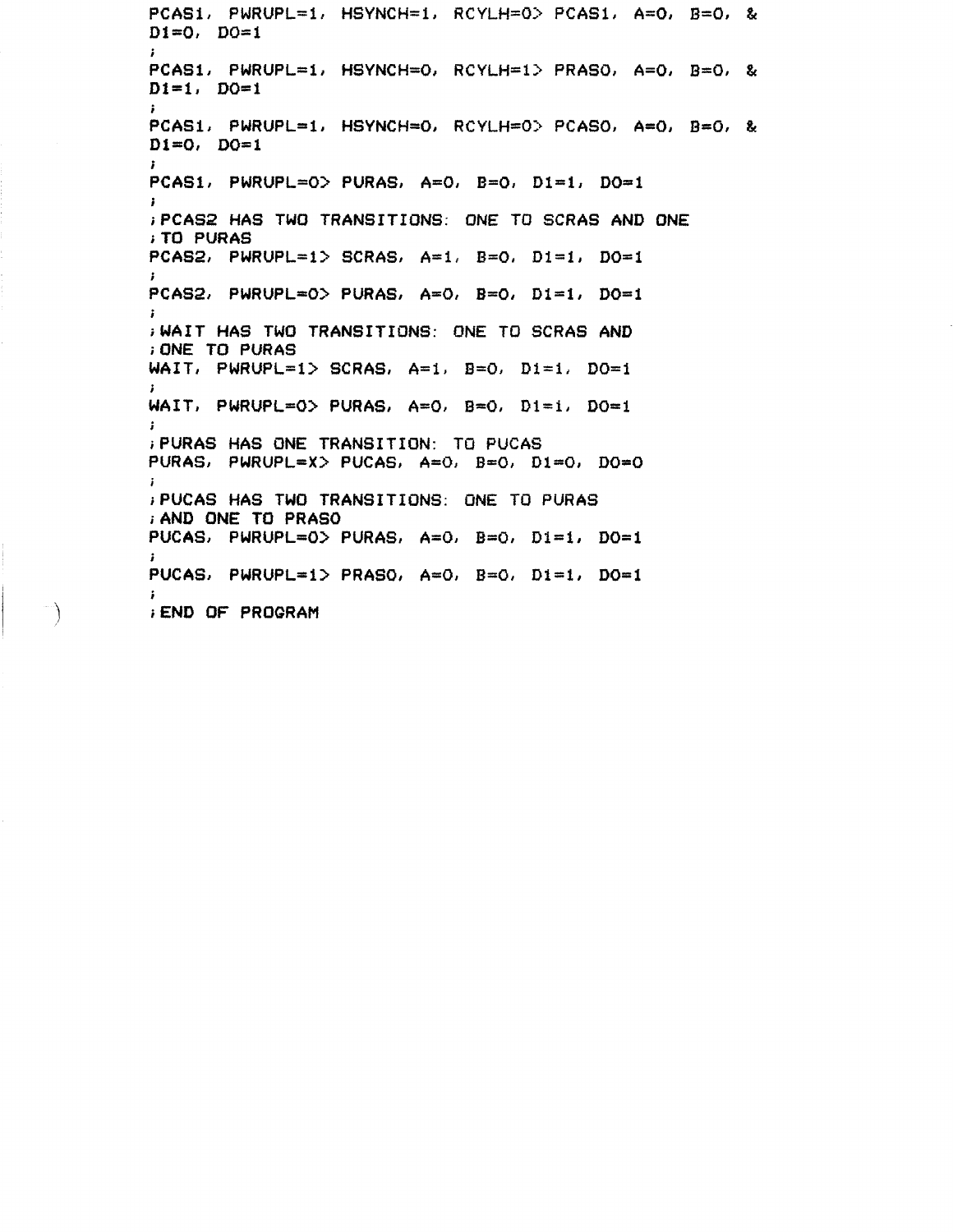```
PCAS1, PWRUPL=1, HSYNCH=1, RCYLH=0> PCAS1, A=0, B=0, &
D1=0, D0=1
;
PCAS1, PWRUPL=1, HSYNCH=0, RCYLH=1> PRAS0, A=0, B=0, &
D1=1, D0=1
;
PCAS1, PWRUPL=1, HSYNCH=0, RCYLH=0> PCAS0, A=0, B=0, &
D1=0, D0=1
;
PCAS1, PWRUPL=0> PURAS, A=0, B=0, D1=1, D0=1
;
;PCAS2 HAS TWO TRANSITIONS: ONE TO SCRAS AND ONE
;TO PURAS
PCAS2, PWRUPL=1> SCRAS, A=1, B=0, D1=1, D0=1
;
PCAS2, PWRUPL=0> PURAS, A=0, B=0, D1=1, D0=1
;
;WAIT HAS TWO TRANSITIONS: ONE TO SCRAS AND
;ONE TO PURAS
WAIT, PWRUPL=1> SCRAS, A=1, B=0, D1=1, D0=1
;
WAIT, PWRUPL=0> PURAS, A=0, B=0, D1=1, D0=1
;
;PURAS HAS ONE TRANSITION: TO PUCAS
PURAS, PWRUPL=X> PUCAS, A=0, B=0, D1=0, D0=0
;
;PUCAS HAS TWO TRANSITIONS: ONE TO PURAS
;AND ONE TO PRAS0
PUCAS, PWRUPL=0> PURAS, A=0, B=0, D1=1, D0=1
;
PUCAS, PWRUPL=1> PRAS0, A=0, B=0, D1=1, D0=1
;
;END OF PROGRAM
```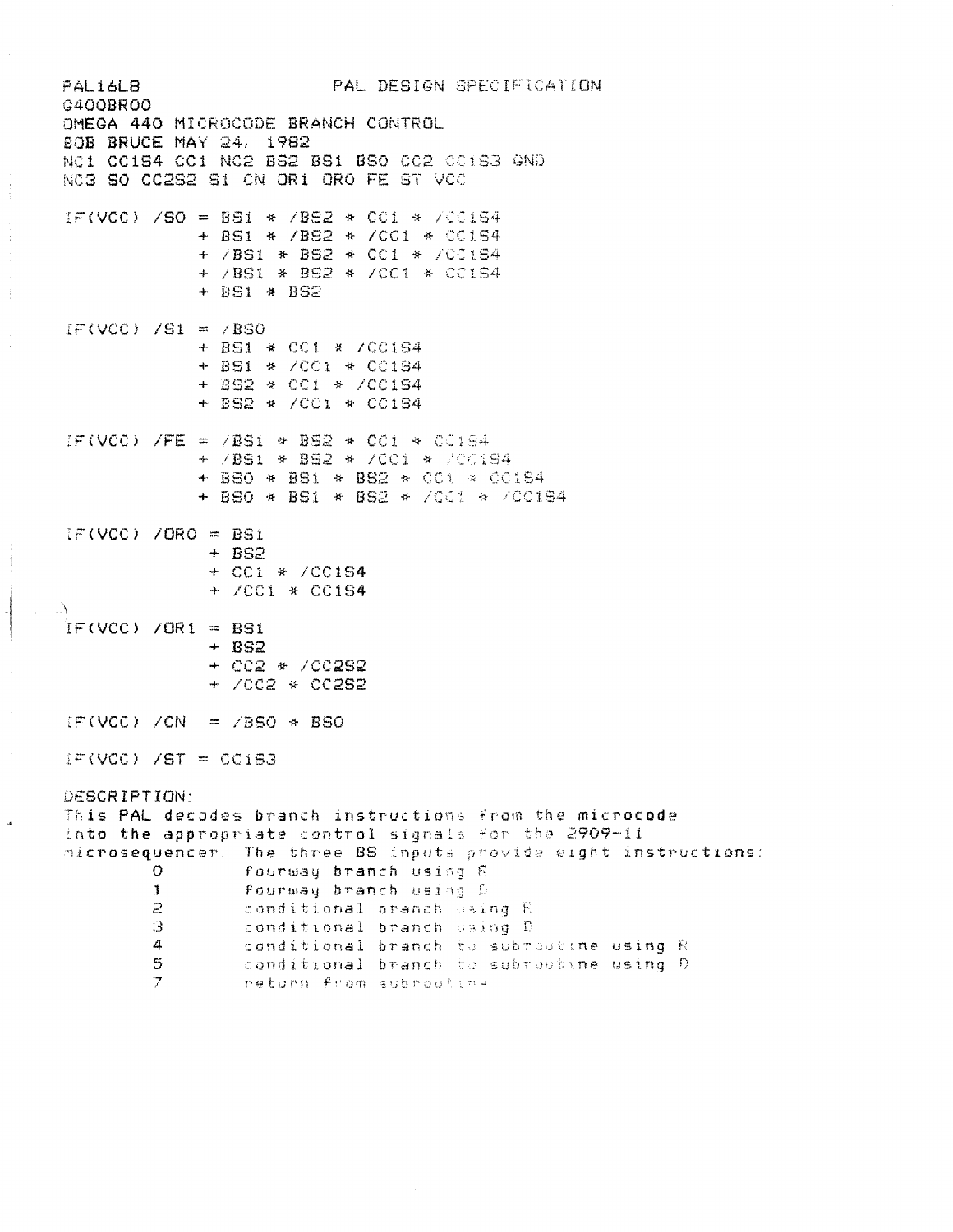```
PAL16L8                    PAL DESIGN SPECIFICATION
G400BR00
OMEGA 440 MICROCODE BRANCH CONTROL
BOB BRUCE MAY 24, 1982
NC1 CC1S4 CC1 NC2 BS2 BS1 BS0 CC2 CC1S3 GND
NC3 S0 CC2S2 S1 CN OR1 OR0 FE ST VCC

IF(VCC) /S0 = BS1 * /BS2 * CC1 * /CC1S4
            + BS1 * /BS2 * /CC1 * CC1S4
            + /BS1 * BS2 * CC1 * /CC1S4
            + /BS1 * BS2 * /CC1 * CC1S4
            + BS1 * BS2

IF(VCC) /S1 = /BS0
            + BS1 * CC1 * /CC1S4
            + BS1 * /CC1 * CC1S4
            + BS2 * CC1 * /CC1S4
            + BS2 * /CC1 * CC1S4

IF(VCC) /FE = /BS1 * BS2 * CC1 * CC1S4
            + /BS1 * BS2 * /CC1 * /CC1S4
            + BS0 * BS1 * BS2 * CC1 * CC1S4
            + BS0 * BS1 * BS2 * /CC1 * /CC1S4

IF(VCC) /OR0 = BS1
             + BS2
             + CC1 * /CC1S4
             + /CC1 * CC1S4

IF(VCC) /OR1 = BS1
             + BS2
             + CC2 * /CC2S2
             + /CC2 * CC2S2

IF(VCC) /CN  = /BS0 * BS0

IF(VCC) /ST = CC1S3

DESCRIPTION:
This PAL decodes branch instructions from the microcode
into the appropriate control signals for the 2909-11
microsequencer. The three BS inputs provide eight instructions:
        0       fourway branch using R
        1       fourway branch using D
        2       conditional branch using R
        3       conditional branch using D
        4       conditional branch to subroutine using R
        5       conditional branch to subroutine using D
        7       return from subroutine
```